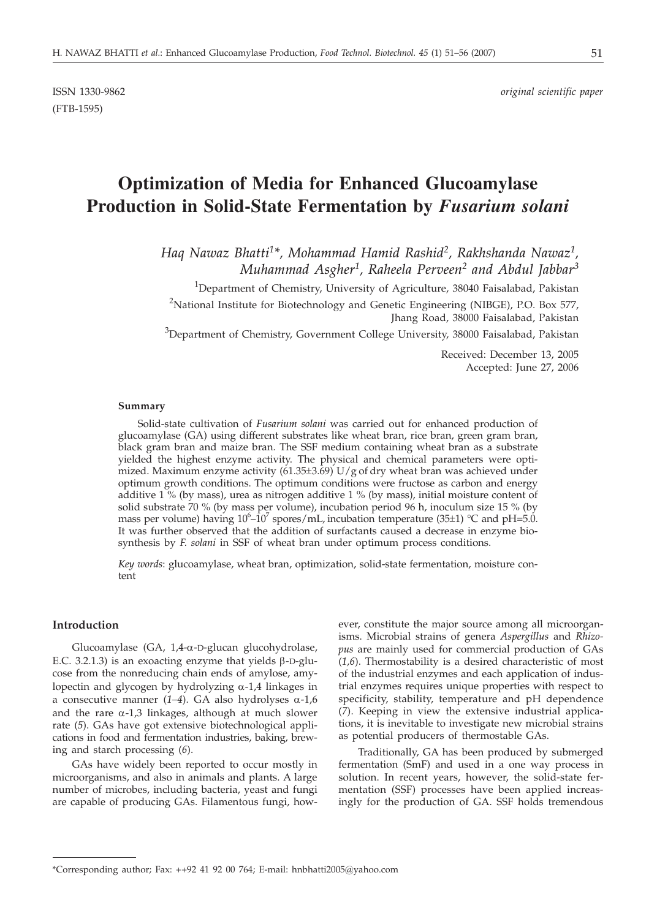ISSN 1330-9862 *original scientific paper*
(FTB-1595)

# Optimization of Media for Enhanced Glucoamylase Production in Solid-State Fermentation by *Fusarium solani*

*Haq Nawaz Bhatti*[1]*, *Mohammad Hamid Rashid*[2], *Rakhshanda Nawaz*[1], *Muhammad Asgher*[1], *Raheela Perveen*[2] *and Abdul Jabbar*[3]

[1]Department of Chemistry, University of Agriculture, 38040 Faisalabad, Pakistan

[2]National Institute for Biotechnology and Genetic Engineering (NIBGE), P.O. Box 577, Jhang Road, 38000 Faisalabad, Pakistan

[3]Department of Chemistry, Government College University, 38000 Faisalabad, Pakistan

Received: December 13, 2005
Accepted: June 27, 2006

#### Summary

Solid-state cultivation of *Fusarium solani* was carried out for enhanced production of glucoamylase (GA) using different substrates like wheat bran, rice bran, green gram bran, black gram bran and maize bran. The SSF medium containing wheat bran as a substrate yielded the highest enzyme activity. The physical and chemical parameters were optimized. Maximum enzyme activity (61.35±3.69) U/g of dry wheat bran was achieved under optimum growth conditions. The optimum conditions were fructose as carbon and energy additive 1 % (by mass), urea as nitrogen additive 1 % (by mass), initial moisture content of solid substrate 70 % (by mass per volume), incubation period 96 h, inoculum size 15 % (by mass per volume) having $10^6$–$10^7$ spores/mL, incubation temperature (35±1) °C and pH=5.0. It was further observed that the addition of surfactants caused a decrease in enzyme biosynthesis by *F. solani* in SSF of wheat bran under optimum process conditions.

*Key words*: glucoamylase, wheat bran, optimization, solid-state fermentation, moisture content

#### Introduction

Glucoamylase (GA, 1,4-α-D-glucan glucohydrolase, E.C. 3.2.1.3) is an exoacting enzyme that yields β-D-glucose from the nonreducing chain ends of amylose, amylopectin and glycogen by hydrolyzing α-1,4 linkages in a consecutive manner (*1–4*). GA also hydrolyses α-1,6 and the rare α-1,3 linkages, although at much slower rate (*5*). GAs have got extensive biotechnological applications in food and fermentation industries, baking, brewing and starch processing (*6*).

GAs have widely been reported to occur mostly in microorganisms, and also in animals and plants. A large number of microbes, including bacteria, yeast and fungi are capable of producing GAs. Filamentous fungi, however, constitute the major source among all microorganisms. Microbial strains of genera *Aspergillus* and *Rhizopus* are mainly used for commercial production of GAs (*1,6*). Thermostability is a desired characteristic of most of the industrial enzymes and each application of industrial enzymes requires unique properties with respect to specificity, stability, temperature and pH dependence (*7*). Keeping in view the extensive industrial applications, it is inevitable to investigate new microbial strains as potential producers of thermostable GAs.

Traditionally, GA has been produced by submerged fermentation (SmF) and used in a one way process in solution. In recent years, however, the solid-state fermentation (SSF) processes have been applied increasingly for the production of GA. SSF holds tremendous

*Corresponding author; Fax: ++92 41 92 00 764; E-mail: hnbhatti2005@yahoo.com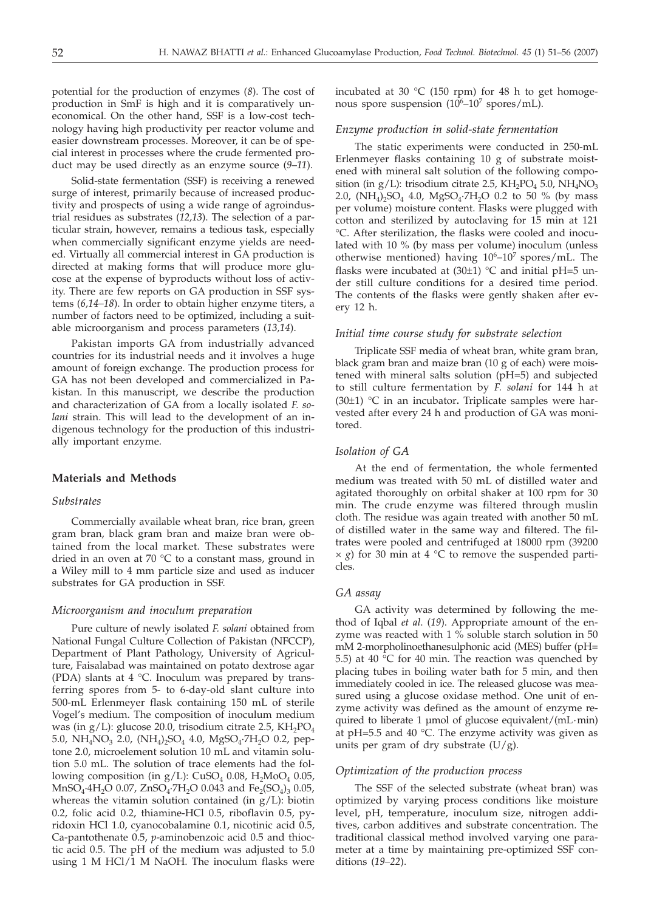potential for the production of enzymes (*8*). The cost of production in SmF is high and it is comparatively uneconomical. On the other hand, SSF is a low-cost technology having high productivity per reactor volume and easier downstream processes. Moreover, it can be of special interest in processes where the crude fermented product may be used directly as an enzyme source (*9–11*).

Solid-state fermentation (SSF) is receiving a renewed surge of interest, primarily because of increased productivity and prospects of using a wide range of agroindustrial residues as substrates (*12,13*). The selection of a particular strain, however, remains a tedious task, especially when commercially significant enzyme yields are needed. Virtually all commercial interest in GA production is directed at making forms that will produce more glucose at the expense of byproducts without loss of activity. There are few reports on GA production in SSF systems (*6,14–18*). In order to obtain higher enzyme titers, a number of factors need to be optimized, including a suitable microorganism and process parameters (*13,14*).

Pakistan imports GA from industrially advanced countries for its industrial needs and it involves a huge amount of foreign exchange. The production process for GA has not been developed and commercialized in Pakistan. In this manuscript, we describe the production and characterization of GA from a locally isolated *F. solani* strain. This will lead to the development of an indigenous technology for the production of this industrially important enzyme.

## Materials and Methods

### *Substrates*

Commercially available wheat bran, rice bran, green gram bran, black gram bran and maize bran were obtained from the local market. These substrates were dried in an oven at 70 °C to a constant mass, ground in a Wiley mill to 4 mm particle size and used as inducer substrates for GA production in SSF.

### *Microorganism and inoculum preparation*

Pure culture of newly isolated *F. solani* obtained from National Fungal Culture Collection of Pakistan (NFCCP), Department of Plant Pathology, University of Agriculture, Faisalabad was maintained on potato dextrose agar (PDA) slants at 4 °C. Inoculum was prepared by transferring spores from 5- to 6-day-old slant culture into 500-mL Erlenmeyer flask containing 150 mL of sterile Vogel's medium. The composition of inoculum medium was (in g/L): glucose 20.0, trisodium citrate 2.5, $KH_2PO_4$ 5.0, $NH_4NO_3$ 2.0, $(NH_4)_2SO_4$ 4.0, $MgSO_4{\cdot}7H_2O$ 0.2, peptone 2.0, microelement solution 10 mL and vitamin solution 5.0 mL. The solution of trace elements had the following composition (in g/L): $CuSO_4$ 0.08, $H_2MoO_4$ 0.05, $MnSO_4{\cdot}4H_2O$ 0.07, $ZnSO_4{\cdot}7H_2O$ 0.043 and $Fe_2(SO_4)_3$ 0.05, whereas the vitamin solution contained (in g/L): biotin 0.2, folic acid 0.2, thiamine-HCl 0.5, riboflavin 0.5, pyridoxin HCl 1.0, cyanocobalamine 0.1, nicotinic acid 0.5, Ca-pantothenate 0.5, *p*-aminobenzoic acid 0.5 and thioctic acid 0.5. The pH of the medium was adjusted to 5.0 using 1 M HCl/1 M NaOH. The inoculum flasks were incubated at 30 °C (150 rpm) for 48 h to get homogenous spore suspension ($10^6$–$10^7$ spores/mL).

### *Enzyme production in solid-state fermentation*

The static experiments were conducted in 250-mL Erlenmeyer flasks containing 10 g of substrate moistened with mineral salt solution of the following composition (in g/L): trisodium citrate 2.5, $KH_2PO_4$ 5.0, $NH_4NO_3$ 2.0, $(NH_4)_2SO_4$ 4.0, $MgSO_4{\cdot}7H_2O$ 0.2 to 50 % (by mass per volume) moisture content. Flasks were plugged with cotton and sterilized by autoclaving for 15 min at 121 °C. After sterilization, the flasks were cooled and inoculated with 10 % (by mass per volume) inoculum (unless otherwise mentioned) having $10^6$–$10^7$ spores/mL. The flasks were incubated at (30±1) °C and initial pH=5 under still culture conditions for a desired time period. The contents of the flasks were gently shaken after every 12 h.

### *Initial time course study for substrate selection*

Triplicate SSF media of wheat bran, white gram bran, black gram bran and maize bran (10 g of each) were moistened with mineral salts solution (pH=5) and subjected to still culture fermentation by *F. solani* for 144 h at (30±1) °C in an incubator**.** Triplicate samples were harvested after every 24 h and production of GA was monitored.

### *Isolation of GA*

At the end of fermentation, the whole fermented medium was treated with 50 mL of distilled water and agitated thoroughly on orbital shaker at 100 rpm for 30 min. The crude enzyme was filtered through muslin cloth. The residue was again treated with another 50 mL of distilled water in the same way and filtered. The filtrates were pooled and centrifuged at 18000 rpm (39200 × *g*) for 30 min at 4 °C to remove the suspended particles.

### *GA assay*

GA activity was determined by following the method of Iqbal *et al*. (*19*). Appropriate amount of the enzyme was reacted with 1 % soluble starch solution in 50 mM 2-morpholinoethanesulphonic acid (MES) buffer (pH= 5.5) at 40 °C for 40 min. The reaction was quenched by placing tubes in boiling water bath for 5 min, and then immediately cooled in ice. The released glucose was measured using a glucose oxidase method. One unit of enzyme activity was defined as the amount of enzyme required to liberate 1 µmol of glucose equivalent/(mL·min) at pH=5.5 and 40 °C. The enzyme activity was given as units per gram of dry substrate (U/g).

### *Optimization of the production process*

The SSF of the selected substrate (wheat bran) was optimized by varying process conditions like moisture level, pH, temperature, inoculum size, nitrogen additives, carbon additives and substrate concentration. The traditional classical method involved varying one parameter at a time by maintaining pre-optimized SSF conditions (*19–22*).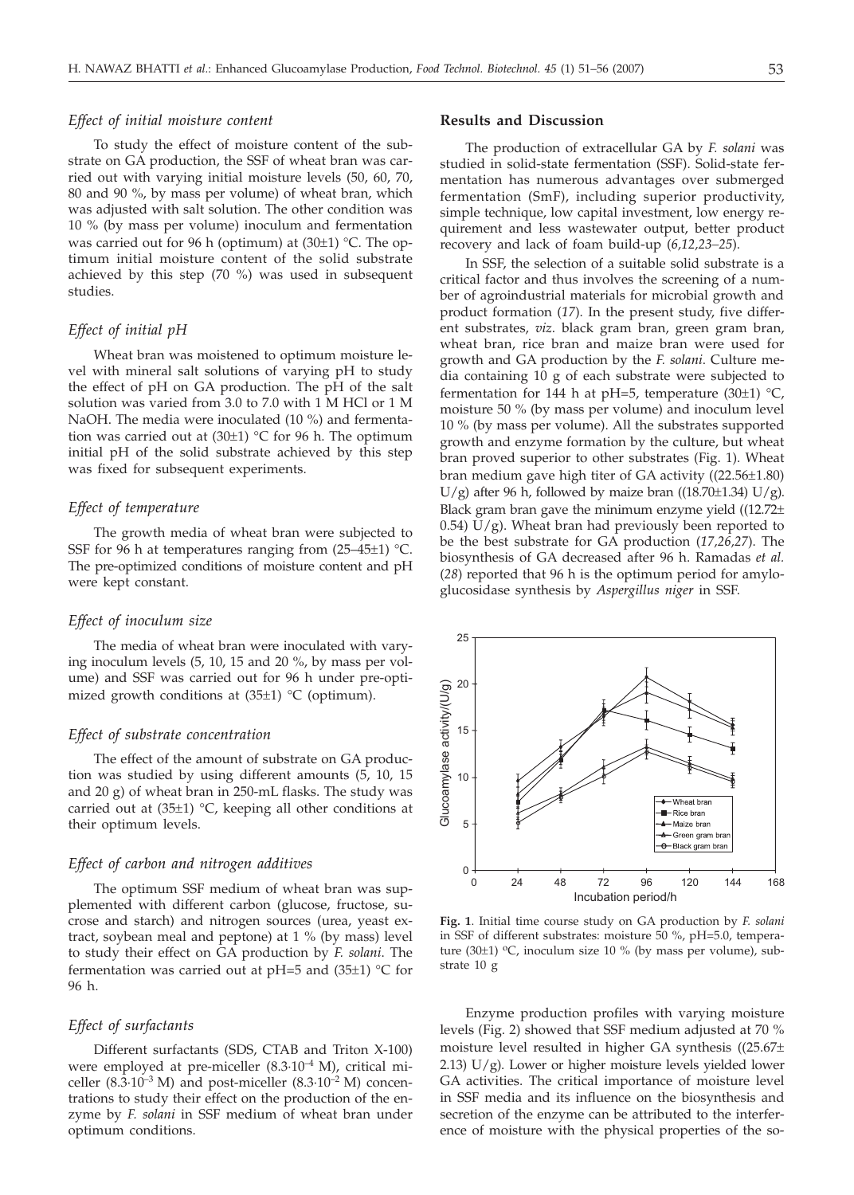### *Effect of initial moisture content*

To study the effect of moisture content of the substrate on GA production, the SSF of wheat bran was carried out with varying initial moisture levels (50, 60, 70, 80 and 90 %, by mass per volume) of wheat bran, which was adjusted with salt solution. The other condition was 10 % (by mass per volume) inoculum and fermentation was carried out for 96 h (optimum) at (30±1) °C. The optimum initial moisture content of the solid substrate achieved by this step (70 %) was used in subsequent studies.

### *Effect of initial pH*

Wheat bran was moistened to optimum moisture level with mineral salt solutions of varying pH to study the effect of pH on GA production. The pH of the salt solution was varied from 3.0 to 7.0 with 1 M HCl or 1 M NaOH. The media were inoculated (10 %) and fermentation was carried out at (30±1) °C for 96 h. The optimum initial pH of the solid substrate achieved by this step was fixed for subsequent experiments.

### *Effect of temperature*

The growth media of wheat bran were subjected to SSF for 96 h at temperatures ranging from (25–45±1) °C. The pre-optimized conditions of moisture content and pH were kept constant.

### *Effect of inoculum size*

The media of wheat bran were inoculated with varying inoculum levels (5, 10, 15 and 20 %, by mass per volume) and SSF was carried out for 96 h under pre-optimized growth conditions at (35±1) °C (optimum).

### *Effect of substrate concentration*

The effect of the amount of substrate on GA production was studied by using different amounts (5, 10, 15 and 20 g) of wheat bran in 250-mL flasks. The study was carried out at (35±1) °C, keeping all other conditions at their optimum levels.

### *Effect of carbon and nitrogen additives*

The optimum SSF medium of wheat bran was supplemented with different carbon (glucose, fructose, sucrose and starch) and nitrogen sources (urea, yeast extract, soybean meal and peptone) at 1 % (by mass) level to study their effect on GA production by *F. solani*. The fermentation was carried out at pH=5 and (35±1) °C for 96 h.

### *Effect of surfactants*

Different surfactants (SDS, CTAB and Triton X-100) were employed at pre-miceller ($8.3\cdot10^{-4}$ M), critical miceller ($8.3\cdot10^{-3}$ M) and post-miceller ($8.3\cdot10^{-2}$ M) concentrations to study their effect on the production of the enzyme by *F. solani* in SSF medium of wheat bran under optimum conditions.

## Results and Discussion

The production of extracellular GA by *F. solani* was studied in solid-state fermentation (SSF). Solid-state fermentation has numerous advantages over submerged fermentation (SmF), including superior productivity, simple technique, low capital investment, low energy requirement and less wastewater output, better product recovery and lack of foam build-up (*6,12,23–25*).

In SSF, the selection of a suitable solid substrate is a critical factor and thus involves the screening of a number of agroindustrial materials for microbial growth and product formation (*17*). In the present study, five different substrates, *viz.* black gram bran, green gram bran, wheat bran, rice bran and maize bran were used for growth and GA production by the *F. solani*. Culture media containing 10 g of each substrate were subjected to fermentation for 144 h at pH=5, temperature (30±1) °C, moisture 50 % (by mass per volume) and inoculum level 10 % (by mass per volume). All the substrates supported growth and enzyme formation by the culture, but wheat bran proved superior to other substrates (Fig. 1). Wheat bran medium gave high titer of GA activity ((22.56±1.80) U/g) after 96 h, followed by maize bran ((18.70±1.34) U/g). Black gram bran gave the minimum enzyme yield ((12.72±0.54) U/g). Wheat bran had previously been reported to be the best substrate for GA production (*17,26,27*). The biosynthesis of GA decreased after 96 h. Ramadas *et al.* (*28*) reported that 96 h is the optimum period for amyloglucosidase synthesis by *Aspergillus niger* in SSF.

**Fig. 1**. Initial time course study on GA production by *F. solani* in SSF of different substrates: moisture 50 %, pH=5.0, temperature (30±1) ºC, inoculum size 10 % (by mass per volume), substrate 10 g

Enzyme production profiles with varying moisture levels (Fig. 2) showed that SSF medium adjusted at 70 % moisture level resulted in higher GA synthesis ((25.67±2.13) U/g). Lower or higher moisture levels yielded lower GA activities. The critical importance of moisture level in SSF media and its influence on the biosynthesis and secretion of the enzyme can be attributed to the interference of moisture with the physical properties of the so-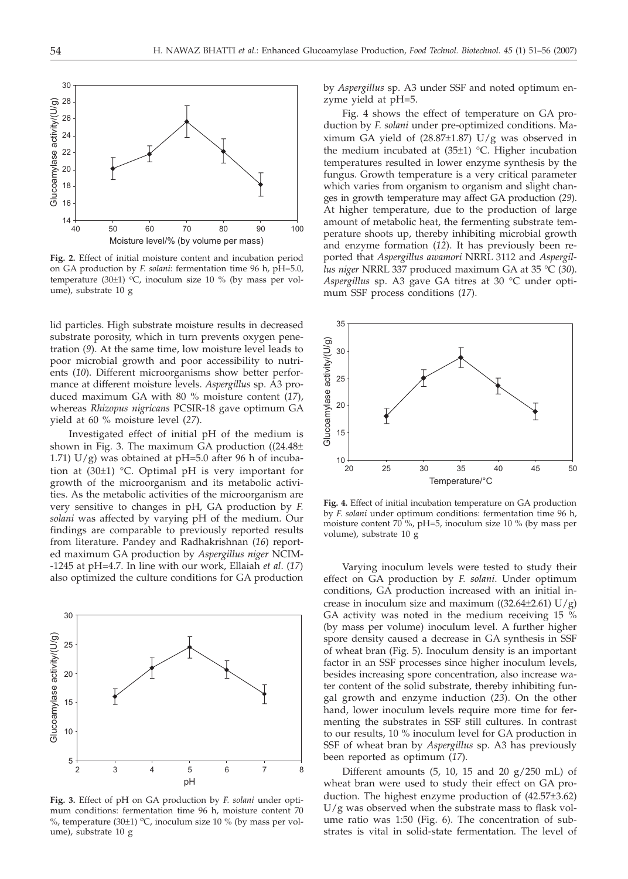**Fig. 2.** Effect of initial moisture content and incubation period on GA production by *F. solani*: fermentation time 96 h, pH=5.0, temperature (30±1) ºC, inoculum size 10 % (by mass per volume), substrate 10 g

lid particles. High substrate moisture results in decreased substrate porosity, which in turn prevents oxygen penetration (*9*). At the same time, low moisture level leads to poor microbial growth and poor accessibility to nutrients (*10*). Different microorganisms show better performance at different moisture levels. *Aspergillus* sp. A3 produced maximum GA with 80 % moisture content (*17*), whereas *Rhizopus nigricans* PCSIR-18 gave optimum GA yield at 60 % moisture level (*27*).

Investigated effect of initial pH of the medium is shown in Fig. 3. The maximum GA production ((24.48±1.71) U/g) was obtained at pH=5.0 after 96 h of incubation at (30±1) °C. Optimal pH is very important for growth of the microorganism and its metabolic activities. As the metabolic activities of the microorganism are very sensitive to changes in pH, GA production by *F. solani* was affected by varying pH of the medium. Our findings are comparable to previously reported results from literature. Pandey and Radhakrishnan (*16*) reported maximum GA production by *Aspergillus niger* NCIM-1245 at pH=4.7. In line with our work, Ellaiah *et al*. (*17*) also optimized the culture conditions for GA production by *Aspergillus* sp. A3 under SSF and noted optimum enzyme yield at pH=5.

**Fig. 3.** Effect of pH on GA production by *F. solani* under optimum conditions: fermentation time 96 h, moisture content 70 %, temperature (30±1) ºC, inoculum size 10 % (by mass per volume), substrate 10 g

Fig. 4 shows the effect of temperature on GA production by *F. solani* under pre-optimized conditions. Maximum GA yield of (28.87±1.87) U/g was observed in the medium incubated at (35±1) °C. Higher incubation temperatures resulted in lower enzyme synthesis by the fungus. Growth temperature is a very critical parameter which varies from organism to organism and slight changes in growth temperature may affect GA production (*29*). At higher temperature, due to the production of large amount of metabolic heat, the fermenting substrate temperature shoots up, thereby inhibiting microbial growth and enzyme formation (*12*). It has previously been reported that *Aspergillus awamori* NRRL 3112 and *Aspergillus niger* NRRL 337 produced maximum GA at 35 °C (*30*). *Aspergillus* sp. A3 gave GA titres at 30 °C under optimum SSF process conditions (*17*).

**Fig. 4.** Effect of initial incubation temperature on GA production by *F. solani* under optimum conditions: fermentation time 96 h, moisture content 70 %, pH=5, inoculum size 10 % (by mass per volume), substrate 10 g

Varying inoculum levels were tested to study their effect on GA production by *F. solani*. Under optimum conditions, GA production increased with an initial increase in inoculum size and maximum ((32.64±2.61) U/g) GA activity was noted in the medium receiving 15 % (by mass per volume) inoculum level. A further higher spore density caused a decrease in GA synthesis in SSF of wheat bran (Fig. 5). Inoculum density is an important factor in an SSF processes since higher inoculum levels, besides increasing spore concentration, also increase water content of the solid substrate, thereby inhibiting fungal growth and enzyme induction (*23*). On the other hand, lower inoculum levels require more time for fermenting the substrates in SSF still cultures. In contrast to our results, 10 % inoculum level for GA production in SSF of wheat bran by *Aspergillus* sp. A3 has previously been reported as optimum (*17*).

Different amounts (5, 10, 15 and 20 g/250 mL) of wheat bran were used to study their effect on GA production. The highest enzyme production of (42.57±3.62) U/g was observed when the substrate mass to flask volume ratio was 1:50 (Fig. 6). The concentration of substrates is vital in solid-state fermentation. The level of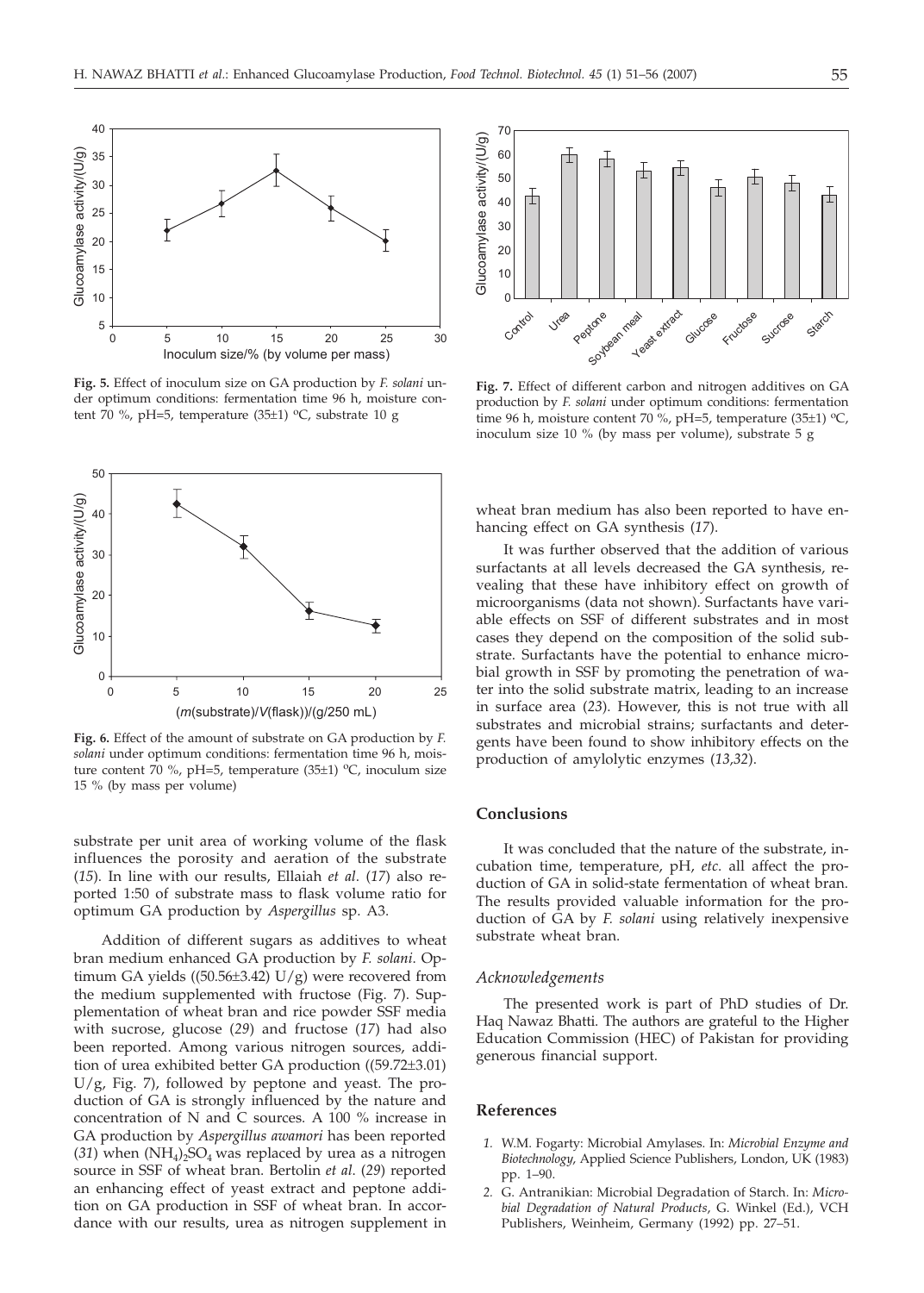**Fig. 5.** Effect of inoculum size on GA production by *F. solani* under optimum conditions: fermentation time 96 h, moisture content 70 %, pH=5, temperature (35±1) °C, substrate 10 g

**Fig. 6.** Effect of the amount of substrate on GA production by *F. solani* under optimum conditions: fermentation time 96 h, moisture content 70 %, pH=5, temperature (35±1) °C, inoculum size 15 % (by mass per volume)

substrate per unit area of working volume of the flask influences the porosity and aeration of the substrate (*15*). In line with our results, Ellaiah *et al.* (*17*) also reported 1:50 of substrate mass to flask volume ratio for optimum GA production by *Aspergillus* sp. A3.

Addition of different sugars as additives to wheat bran medium enhanced GA production by *F. solani*. Optimum GA yields ((50.56±3.42) U/g) were recovered from the medium supplemented with fructose (Fig. 7). Supplementation of wheat bran and rice powder SSF media with sucrose, glucose (*29*) and fructose (*17*) had also been reported. Among various nitrogen sources, addition of urea exhibited better GA production ((59.72±3.01) U/g, Fig. 7), followed by peptone and yeast. The production of GA is strongly influenced by the nature and concentration of N and C sources. A 100 % increase in GA production by *Aspergillus awamori* has been reported (*31*) when $(NH_4)_2SO_4$ was replaced by urea as a nitrogen source in SSF of wheat bran. Bertolin *et al.* (*29*) reported an enhancing effect of yeast extract and peptone addition on GA production in SSF of wheat bran. In accordance with our results, urea as nitrogen supplement in wheat bran medium has also been reported to have enhancing effect on GA synthesis (*17*).

**Fig. 7.** Effect of different carbon and nitrogen additives on GA production by *F. solani* under optimum conditions: fermentation time 96 h, moisture content 70 %, pH=5, temperature (35±1) °C, inoculum size 10 % (by mass per volume), substrate 5 g

It was further observed that the addition of various surfactants at all levels decreased the GA synthesis, revealing that these have inhibitory effect on growth of microorganisms (data not shown). Surfactants have variable effects on SSF of different substrates and in most cases they depend on the composition of the solid substrate. Surfactants have the potential to enhance microbial growth in SSF by promoting the penetration of water into the solid substrate matrix, leading to an increase in surface area (*23*). However, this is not true with all substrates and microbial strains; surfactants and detergents have been found to show inhibitory effects on the production of amylolytic enzymes (*13,32*).

## Conclusions

It was concluded that the nature of the substrate, incubation time, temperature, pH, *etc.* all affect the production of GA in solid-state fermentation of wheat bran. The results provided valuable information for the production of GA by *F. solani* using relatively inexpensive substrate wheat bran.

### *Acknowledgements*

The presented work is part of PhD studies of Dr. Haq Nawaz Bhatti. The authors are grateful to the Higher Education Commission (HEC) of Pakistan for providing generous financial support.

## References

1. W.M. Fogarty: Microbial Amylases. In: *Microbial Enzyme and Biotechnology*, Applied Science Publishers, London, UK (1983) pp. 1–90.
2. G. Antranikian: Microbial Degradation of Starch. In: *Microbial Degradation of Natural Products*, G. Winkel (Ed.), VCH Publishers, Weinheim, Germany (1992) pp. 27–51.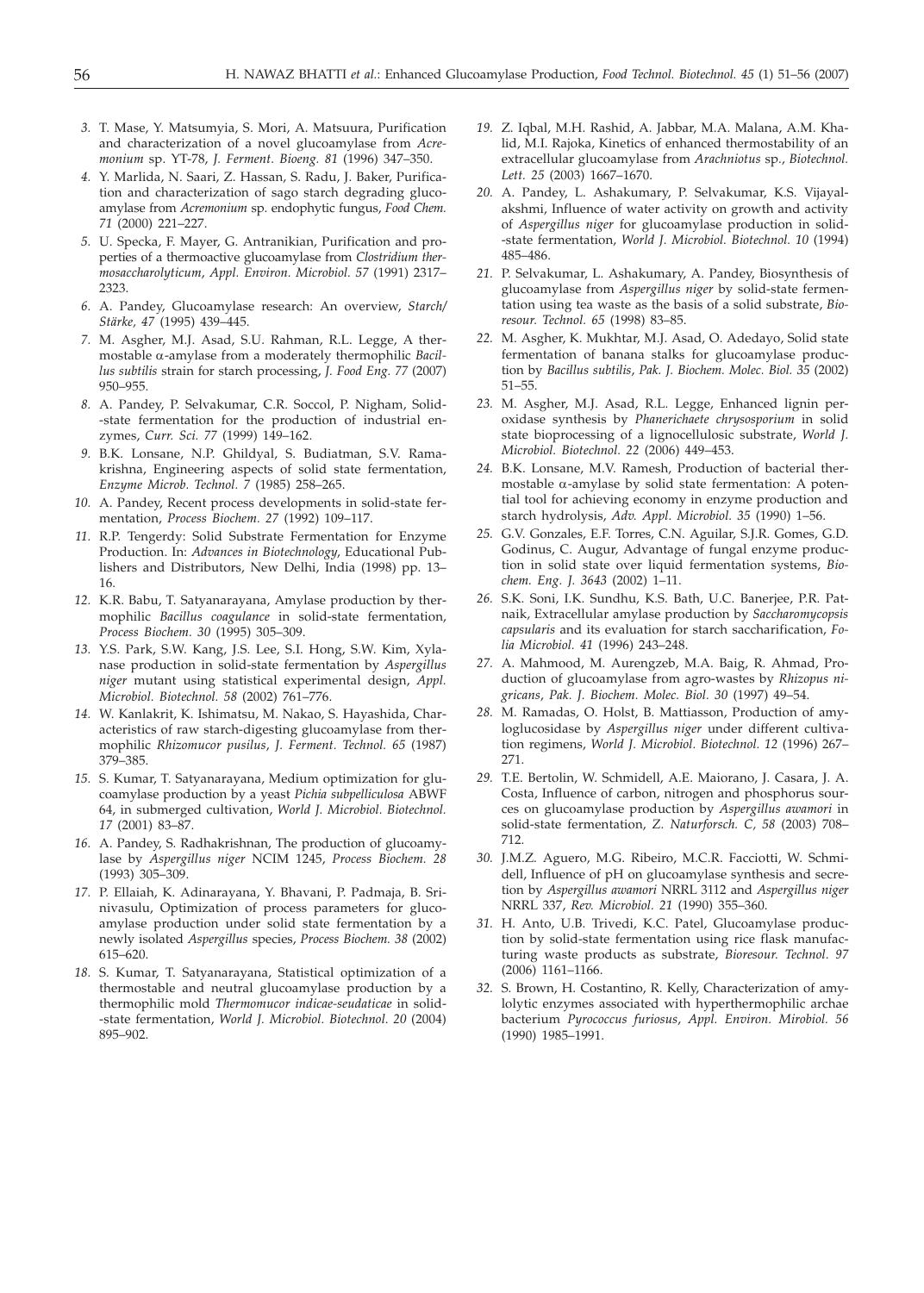3. T. Mase, Y. Matsumyia, S. Mori, A. Matsuura, Purification and characterization of a novel glucoamylase from *Acremonium* sp. YT-78, *J. Ferment. Bioeng. 81* (1996) 347–350.
4. Y. Marlida, N. Saari, Z. Hassan, S. Radu, J. Baker, Purification and characterization of sago starch degrading glucoamylase from *Acremonium* sp. endophytic fungus, *Food Chem. 71* (2000) 221–227.
5. U. Specka, F. Mayer, G. Antranikian, Purification and properties of a thermoactive glucoamylase from *Clostridium thermosaccharolyticum*, *Appl. Environ. Microbiol. 57* (1991) 2317–2323.
6. A. Pandey, Glucoamylase research: An overview, *Starch/Stärke, 47* (1995) 439–445.
7. M. Asgher, M.J. Asad, S.U. Rahman, R.L. Legge, A thermostable α-amylase from a moderately thermophilic *Bacillus subtilis* strain for starch processing, *J. Food Eng. 77* (2007) 950–955.
8. A. Pandey, P. Selvakumar, C.R. Soccol, P. Nigham, Solid-state fermentation for the production of industrial enzymes, *Curr. Sci. 77* (1999) 149–162.
9. B.K. Lonsane, N.P. Ghildyal, S. Budiatman, S.V. Ramakrishna, Engineering aspects of solid state fermentation, *Enzyme Microb. Technol. 7* (1985) 258–265.
10. A. Pandey, Recent process developments in solid-state fermentation, *Process Biochem. 27* (1992) 109–117.
11. R.P. Tengerdy: Solid Substrate Fermentation for Enzyme Production. In: *Advances in Biotechnology*, Educational Publishers and Distributors, New Delhi, India (1998) pp. 13–16.
12. K.R. Babu, T. Satyanarayana, Amylase production by thermophilic *Bacillus coagulance* in solid-state fermentation, *Process Biochem. 30* (1995) 305–309.
13. Y.S. Park, S.W. Kang, J.S. Lee, S.I. Hong, S.W. Kim, Xylanase production in solid-state fermentation by *Aspergillus niger* mutant using statistical experimental design, *Appl. Microbiol. Biotechnol. 58* (2002) 761–776.
14. W. Kanlakrit, K. Ishimatsu, M. Nakao, S. Hayashida, Characteristics of raw starch-digesting glucoamylase from thermophilic *Rhizomucor pusilus*, *J. Ferment. Technol. 65* (1987) 379–385.
15. S. Kumar, T. Satyanarayana, Medium optimization for glucoamylase production by a yeast *Pichia subpelliculosa* ABWF 64, in submerged cultivation, *World J. Microbiol. Biotechnol. 17* (2001) 83–87.
16. A. Pandey, S. Radhakrishnan, The production of glucoamylase by *Aspergillus niger* NCIM 1245, *Process Biochem. 28* (1993) 305–309.
17. P. Ellaiah, K. Adinarayana, Y. Bhavani, P. Padmaja, B. Srinivasulu, Optimization of process parameters for glucoamylase production under solid state fermentation by a newly isolated *Aspergillus* species, *Process Biochem. 38* (2002) 615–620.
18. S. Kumar, T. Satyanarayana, Statistical optimization of a thermostable and neutral glucoamylase production by a thermophilic mold *Thermomucor indicae-seudaticae* in solid-state fermentation, *World J. Microbiol. Biotechnol. 20* (2004) 895–902.
19. Z. Iqbal, M.H. Rashid, A. Jabbar, M.A. Malana, A.M. Khalid, M.I. Rajoka, Kinetics of enhanced thermostability of an extracellular glucoamylase from *Arachniotus* sp., *Biotechnol. Lett. 25* (2003) 1667–1670.
20. A. Pandey, L. Ashakumary, P. Selvakumar, K.S. Vijayalakshmi, Influence of water activity on growth and activity of *Aspergillus niger* for glucoamylase production in solid-state fermentation, *World J. Microbiol. Biotechnol. 10* (1994) 485–486.
21. P. Selvakumar, L. Ashakumary, A. Pandey, Biosynthesis of glucoamylase from *Aspergillus niger* by solid-state fermentation using tea waste as the basis of a solid substrate, *Bioresour. Technol. 65* (1998) 83–85.
22. M. Asgher, K. Mukhtar, M.J. Asad, O. Adedayo, Solid state fermentation of banana stalks for glucoamylase production by *Bacillus subtilis*, *Pak. J. Biochem. Molec. Biol. 35* (2002) 51–55.
23. M. Asgher, M.J. Asad, R.L. Legge, Enhanced lignin peroxidase synthesis by *Phanerichaete chrysosporium* in solid state bioprocessing of a lignocellulosic substrate, *World J. Microbiol. Biotechnol. 22* (2006) 449–453.
24. B.K. Lonsane, M.V. Ramesh, Production of bacterial thermostable α-amylase by solid state fermentation: A potential tool for achieving economy in enzyme production and starch hydrolysis, *Adv. Appl. Microbiol. 35* (1990) 1–56.
25. G.V. Gonzales, E.F. Torres, C.N. Aguilar, S.J.R. Gomes, G.D. Godinus, C. Augur, Advantage of fungal enzyme production in solid state over liquid fermentation systems, *Biochem. Eng. J. 3643* (2002) 1–11.
26. S.K. Soni, I.K. Sundhu, K.S. Bath, U.C. Banerjee, P.R. Patnaik, Extracellular amylase production by *Saccharomycopsis capsularis* and its evaluation for starch saccharification, *Folia Microbiol. 41* (1996) 243–248.
27. A. Mahmood, M. Aurengzeb, M.A. Baig, R. Ahmad, Production of glucoamylase from agro-wastes by *Rhizopus nigricans*, *Pak. J. Biochem. Molec. Biol. 30* (1997) 49–54.
28. M. Ramadas, O. Holst, B. Mattiasson, Production of amyloglucosidase by *Aspergillus niger* under different cultivation regimens, *World J. Microbiol. Biotechnol. 12* (1996) 267–271.
29. T.E. Bertolin, W. Schmidell, A.E. Maiorano, J. Casara, J. A. Costa, Influence of carbon, nitrogen and phosphorus sources on glucoamylase production by *Aspergillus awamori* in solid-state fermentation, *Z. Naturforsch. C, 58* (2003) 708–712.
30. J.M.Z. Aguero, M.G. Ribeiro, M.C.R. Facciotti, W. Schmidell, Influence of pH on glucoamylase synthesis and secretion by *Aspergillus awamori* NRRL 3112 and *Aspergillus niger* NRRL 337, *Rev. Microbiol. 21* (1990) 355–360.
31. H. Anto, U.B. Trivedi, K.C. Patel, Glucoamylase production by solid-state fermentation using rice flask manufacturing waste products as substrate, *Bioresour. Technol. 97* (2006) 1161–1166.
32. S. Brown, H. Costantino, R. Kelly, Characterization of amylolytic enzymes associated with hyperthermophilic archae bacterium *Pyrococcus furiosus*, *Appl. Environ. Mirobiol. 56* (1990) 1985–1991.